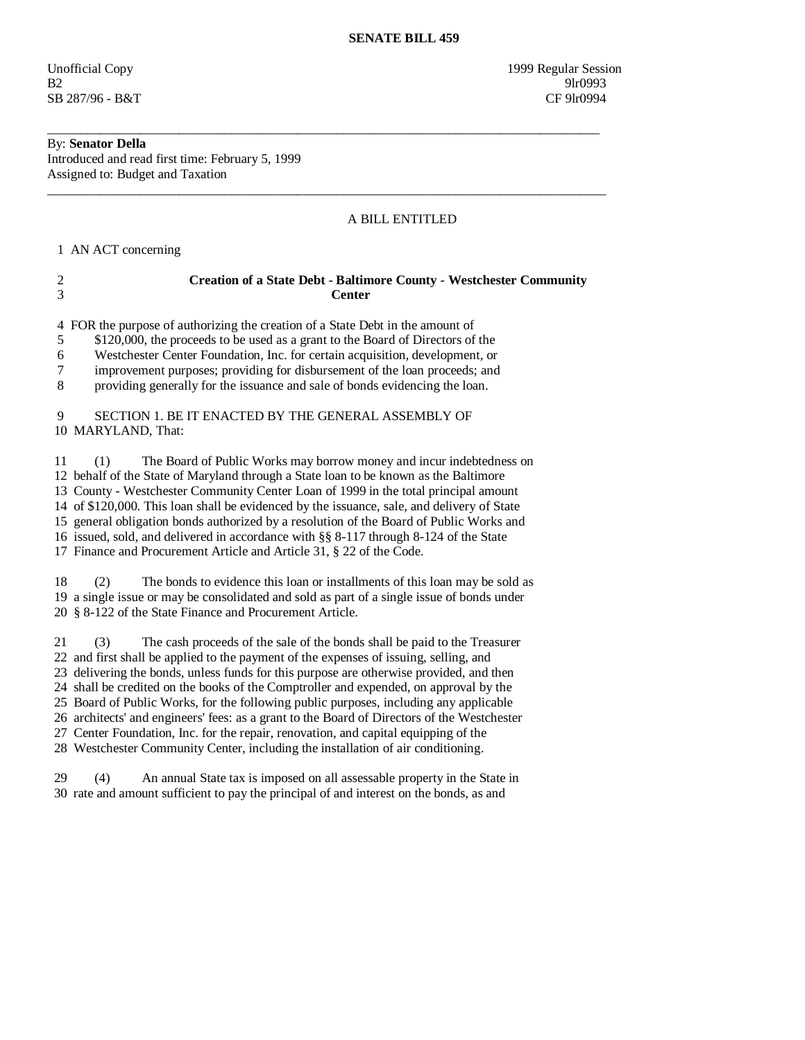**SENATE BILL 459**

Unofficial Copy 1999 Regular Session
B2 9lr0993
SB 287/96 - B&T CF 9lr0994

---

By: **Senator Della**
Introduced and read first time: February 5, 1999
Assigned to: Budget and Taxation

---

A BILL ENTITLED

1 AN ACT concerning

2 **Creation of a State Debt - Baltimore County - Westchester Community**
3 **Center**

4 FOR the purpose of authorizing the creation of a State Debt in the amount of
5 $120,000, the proceeds to be used as a grant to the Board of Directors of the
6 Westchester Center Foundation, Inc. for certain acquisition, development, or
7 improvement purposes; providing for disbursement of the loan proceeds; and
8 providing generally for the issuance and sale of bonds evidencing the loan.

9 SECTION 1. BE IT ENACTED BY THE GENERAL ASSEMBLY OF
10 MARYLAND, That:

11 (1) The Board of Public Works may borrow money and incur indebtedness on
12 behalf of the State of Maryland through a State loan to be known as the Baltimore
13 County - Westchester Community Center Loan of 1999 in the total principal amount
14 of $120,000. This loan shall be evidenced by the issuance, sale, and delivery of State
15 general obligation bonds authorized by a resolution of the Board of Public Works and
16 issued, sold, and delivered in accordance with §§ 8-117 through 8-124 of the State
17 Finance and Procurement Article and Article 31, § 22 of the Code.

18 (2) The bonds to evidence this loan or installments of this loan may be sold as
19 a single issue or may be consolidated and sold as part of a single issue of bonds under
20 § 8-122 of the State Finance and Procurement Article.

21 (3) The cash proceeds of the sale of the bonds shall be paid to the Treasurer
22 and first shall be applied to the payment of the expenses of issuing, selling, and
23 delivering the bonds, unless funds for this purpose are otherwise provided, and then
24 shall be credited on the books of the Comptroller and expended, on approval by the
25 Board of Public Works, for the following public purposes, including any applicable
26 architects' and engineers' fees: as a grant to the Board of Directors of the Westchester
27 Center Foundation, Inc. for the repair, renovation, and capital equipping of the
28 Westchester Community Center, including the installation of air conditioning.

29 (4) An annual State tax is imposed on all assessable property in the State in
30 rate and amount sufficient to pay the principal of and interest on the bonds, as and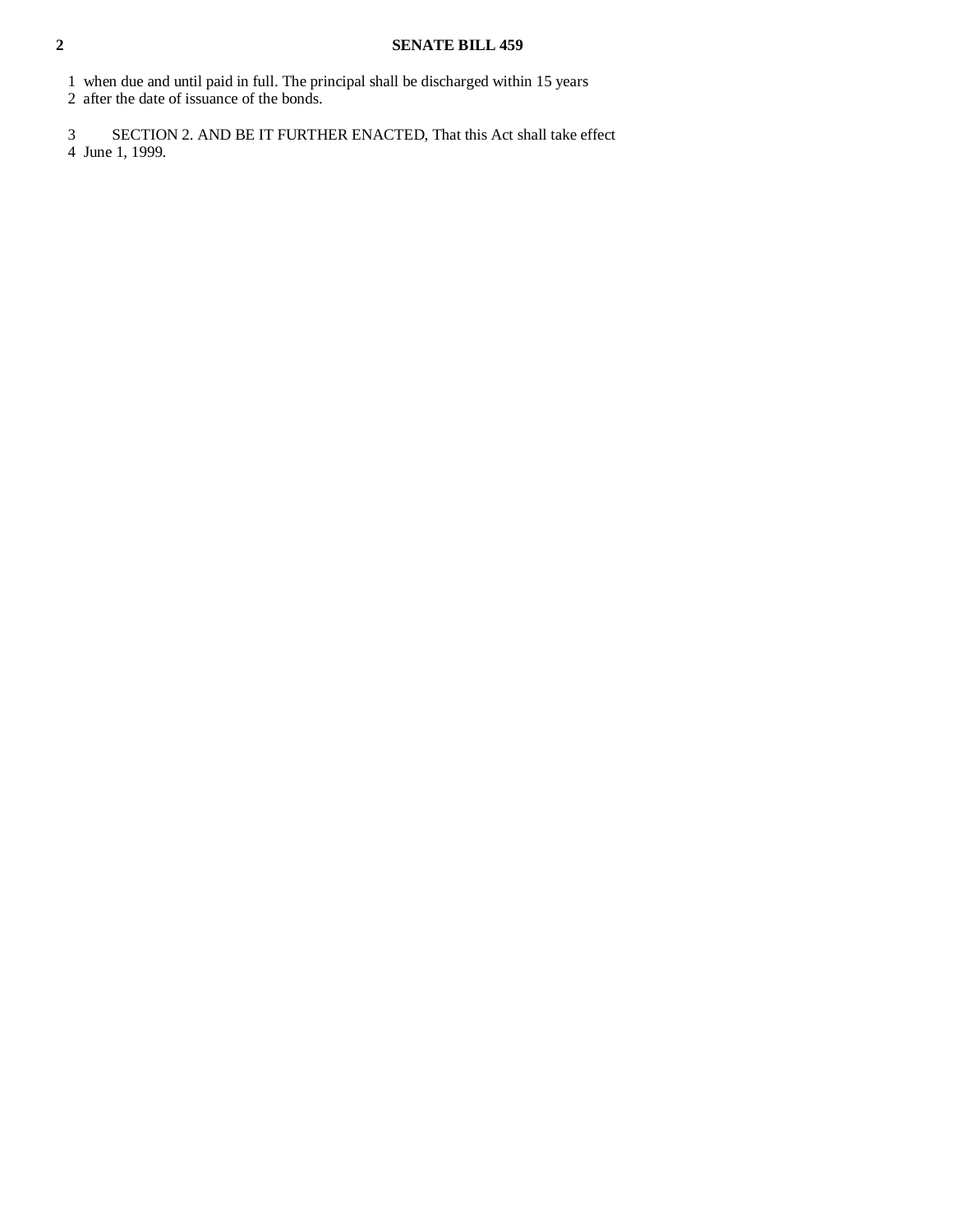when due and until paid in full. The principal shall be discharged within 15 years after the date of issuance of the bonds.

SECTION 2. AND BE IT FURTHER ENACTED, That this Act shall take effect June 1, 1999.